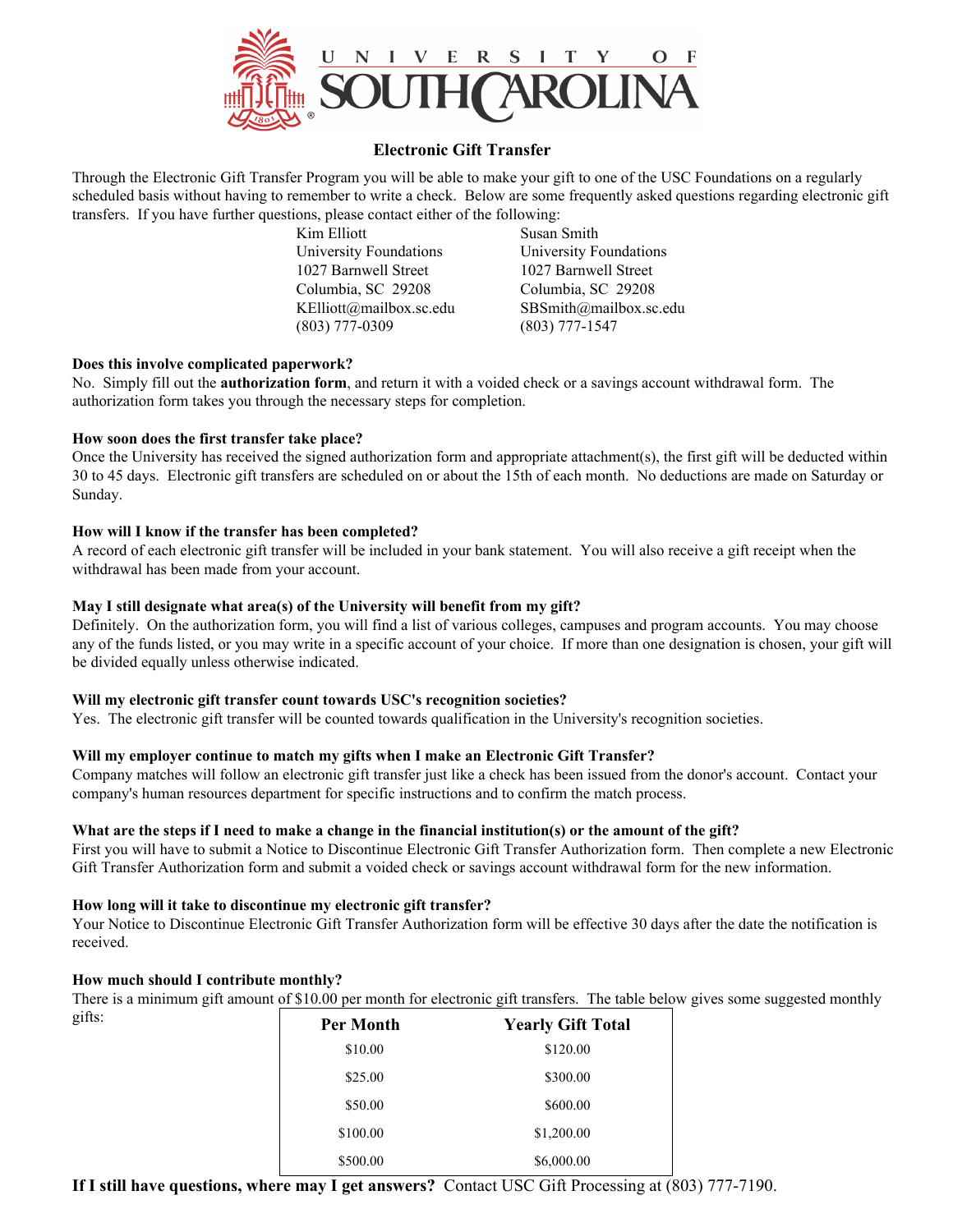# University of South Carolina

## Electronic Gift Transfer

Through the Electronic Gift Transfer Program you will be able to make your gift to one of the USC Foundations on a regularly scheduled basis without having to remember to write a check. Below are some frequently asked questions regarding electronic gift transfers. If you have further questions, please contact either of the following:

Kim Elliott
University Foundations
1027 Barnwell Street
Columbia, SC 29208
KElliott@mailbox.sc.edu
(803) 777-0309

Susan Smith
University Foundations
1027 Barnwell Street
Columbia, SC 29208
SBSmith@mailbox.sc.edu
(803) 777-1547

**Does this involve complicated paperwork?**
No. Simply fill out the **authorization form**, and return it with a voided check or a savings account withdrawal form. The authorization form takes you through the necessary steps for completion.

**How soon does the first transfer take place?**
Once the University has received the signed authorization form and appropriate attachment(s), the first gift will be deducted within 30 to 45 days. Electronic gift transfers are scheduled on or about the 15th of each month. No deductions are made on Saturday or Sunday.

**How will I know if the transfer has been completed?**
A record of each electronic gift transfer will be included in your bank statement. You will also receive a gift receipt when the withdrawal has been made from your account.

**May I still designate what area(s) of the University will benefit from my gift?**
Definitely. On the authorization form, you will find a list of various colleges, campuses and program accounts. You may choose any of the funds listed, or you may write in a specific account of your choice. If more than one designation is chosen, your gift will be divided equally unless otherwise indicated.

**Will my electronic gift transfer count towards USC's recognition societies?**
Yes. The electronic gift transfer will be counted towards qualification in the University's recognition societies.

**Will my employer continue to match my gifts when I make an Electronic Gift Transfer?**
Company matches will follow an electronic gift transfer just like a check has been issued from the donor's account. Contact your company's human resources department for specific instructions and to confirm the match process.

**What are the steps if I need to make a change in the financial institution(s) or the amount of the gift?**
First you will have to submit a Notice to Discontinue Electronic Gift Transfer Authorization form. Then complete a new Electronic Gift Transfer Authorization form and submit a voided check or savings account withdrawal form for the new information.

**How long will it take to discontinue my electronic gift transfer?**
Your Notice to Discontinue Electronic Gift Transfer Authorization form will be effective 30 days after the date the notification is received.

**How much should I contribute monthly?**
There is a minimum gift amount of $10.00 per month for electronic gift transfers. The table below gives some suggested monthly gifts:

| Per Month | Yearly Gift Total |
|---|---|
| $10.00 | $120.00 |
| $25.00 | $300.00 |
| $50.00 | $600.00 |
| $100.00 | $1,200.00 |
| $500.00 | $6,000.00 |

**If I still have questions, where may I get answers?** Contact USC Gift Processing at (803) 777-7190.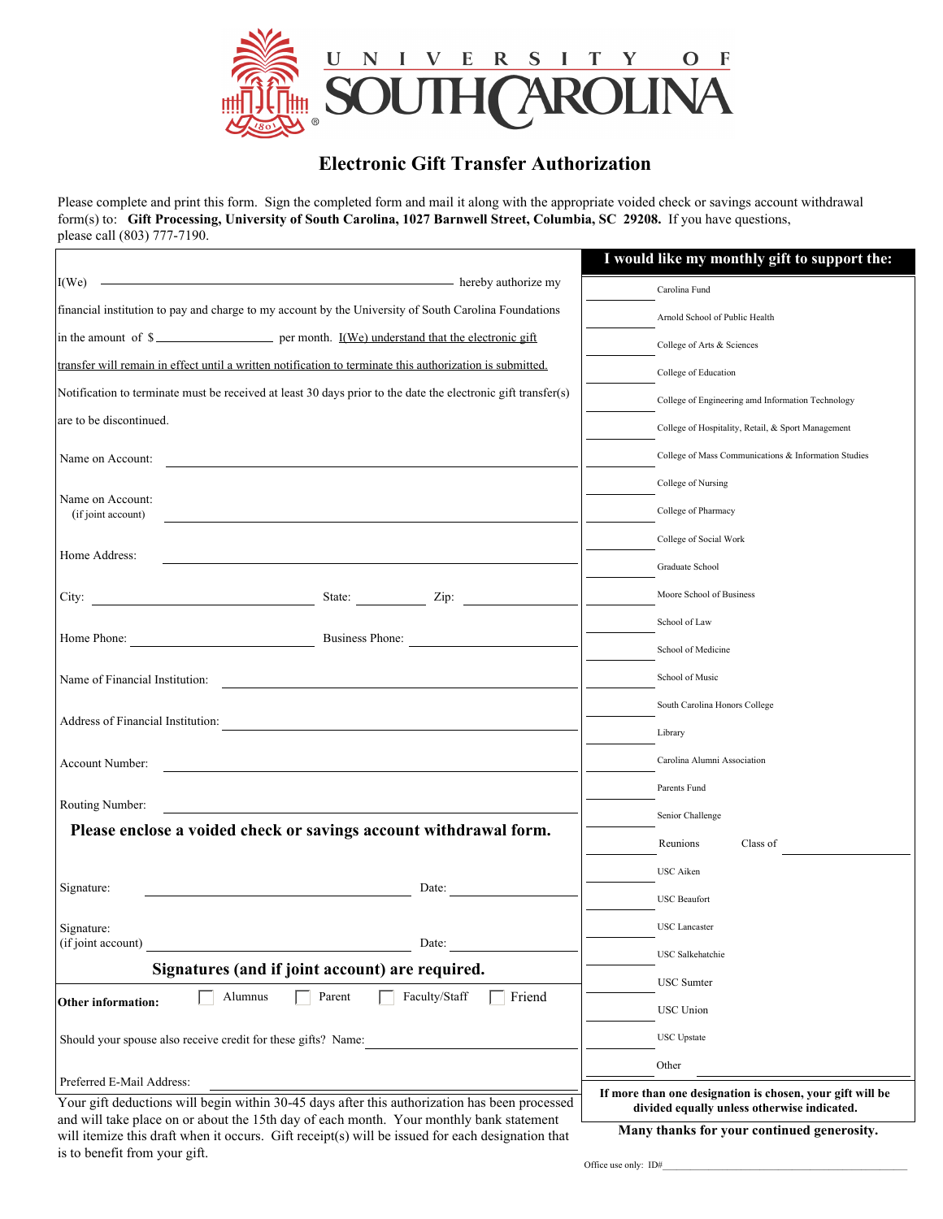UNIVERSITY OF SOUTH CAROLINA

# Electronic Gift Transfer Authorization

Please complete and print this form. Sign the completed form and mail it along with the appropriate voided check or savings account withdrawal form(s) to: **Gift Processing, University of South Carolina, 1027 Barnwell Street, Columbia, SC 29208.** If you have questions, please call (803) 777-7190.

I(We) ______________________________ hereby authorize my financial institution to pay and charge to my account by the University of South Carolina Foundations in the amount of $ ____________ per month. I(We) understand that the electronic gift transfer will remain in effect until a written notification to terminate this authorization is submitted. Notification to terminate must be received at least 30 days prior to the date the electronic gift transfer(s) are to be discontinued.

Name on Account: ______________________________

Name on Account: ______________________________
(if joint account)

Home Address: ______________________________

City: ____________ State: ________ Zip: ________

Home Phone: ____________ Business Phone: ____________

Name of Financial Institution: ______________________________

Address of Financial Institution: ______________________________

Account Number: ______________________________

Routing Number: ______________________________

**Please enclose a voided check or savings account withdrawal form.**

Signature: ______________________________ Date: ____________

Signature: ______________________________ Date: ____________
(if joint account)

**Signatures (and if joint account) are required.**

**Other information:** ☐ Alumnus ☐ Parent ☐ Faculty/Staff ☐ Friend

Should your spouse also receive credit for these gifts? Name: ______________________________

Preferred E-Mail Address: ______________________________

Your gift deductions will begin within 30-45 days after this authorization has been processed and will take place on or about the 15th day of each month. Your monthly bank statement will itemize this draft when it occurs. Gift receipt(s) will be issued for each designation that is to benefit from your gift.

## I would like my monthly gift to support the:

____ Carolina Fund
____ Arnold School of Public Health
____ College of Arts & Sciences
____ College of Education
____ College of Engineering amd Information Technology
____ College of Hospitality, Retail, & Sport Management
____ College of Mass Communications & Information Studies
____ College of Nursing
____ College of Pharmacy
____ College of Social Work
____ Graduate School
____ Moore School of Business
____ School of Law
____ School of Medicine
____ School of Music
____ South Carolina Honors College
____ Library
____ Carolina Alumni Association
____ Parents Fund
____ Senior Challenge
____ Reunions Class of ____________
____ USC Aiken
____ USC Beaufort
____ USC Lancaster
____ USC Salkehatchie
____ USC Sumter
____ USC Union
____ USC Upstate
____ Other ______________________________

**If more than one designation is chosen, your gift will be divided equally unless otherwise indicated.**

**Many thanks for your continued generosity.**

Office use only: ID#______________________________